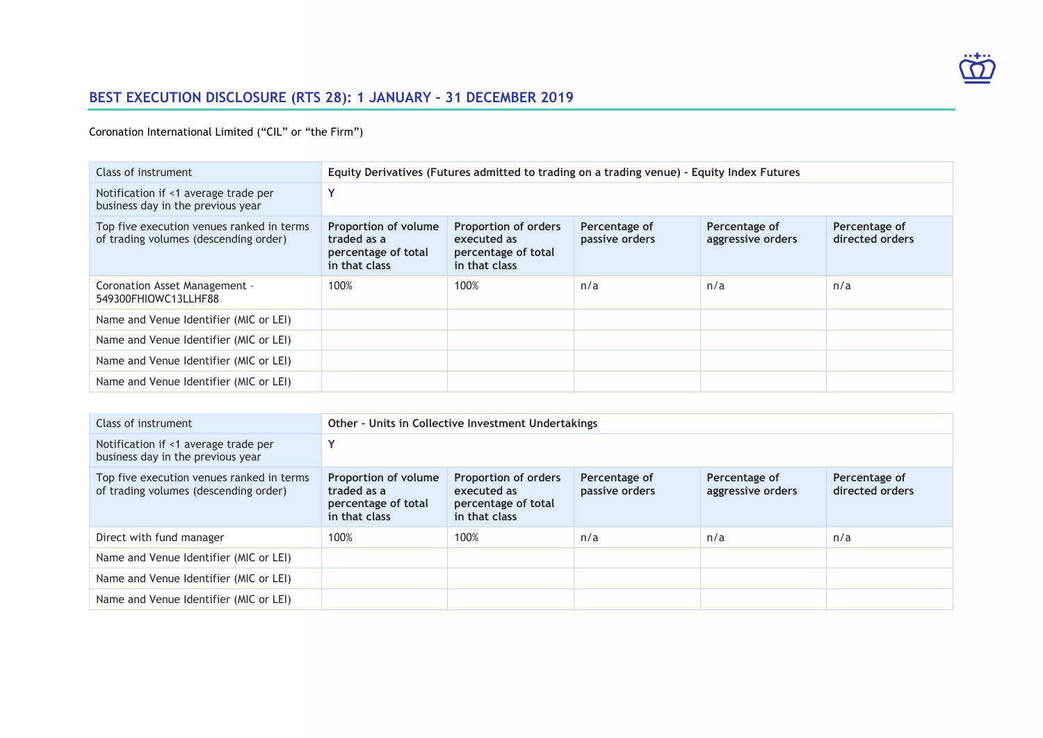# BEST EXECUTION DISCLOSURE (RTS 28): 1 JANUARY – 31 DECEMBER 2019

Coronation International Limited ("CIL" or "the Firm")

| Class of instrument | Equity Derivatives (Futures admitted to trading on a trading venue) - Equity Index Futures | | | | |
|---|---|---|---|---|---|
| Notification if <1 average trade per business day in the previous year | Y | | | | |
| Top five execution venues ranked in terms of trading volumes (descending order) | **Proportion of volume traded as a percentage of total in that class** | **Proportion of orders executed as percentage of total in that class** | **Percentage of passive orders** | **Percentage of aggressive orders** | **Percentage of directed orders** |
| Coronation Asset Management - 549300FHIOWC13LLHF88 | 100% | 100% | n/a | n/a | n/a |
| Name and Venue Identifier (MIC or LEI) | | | | | |
| Name and Venue Identifier (MIC or LEI) | | | | | |
| Name and Venue Identifier (MIC or LEI) | | | | | |
| Name and Venue Identifier (MIC or LEI) | | | | | |

| Class of instrument | Other - Units in Collective Investment Undertakings | | | | |
|---|---|---|---|---|---|
| Notification if <1 average trade per business day in the previous year | Y | | | | |
| Top five execution venues ranked in terms of trading volumes (descending order) | **Proportion of volume traded as a percentage of total in that class** | **Proportion of orders executed as percentage of total in that class** | **Percentage of passive orders** | **Percentage of aggressive orders** | **Percentage of directed orders** |
| Direct with fund manager | 100% | 100% | n/a | n/a | n/a |
| Name and Venue Identifier (MIC or LEI) | | | | | |
| Name and Venue Identifier (MIC or LEI) | | | | | |
| Name and Venue Identifier (MIC or LEI) | | | | | |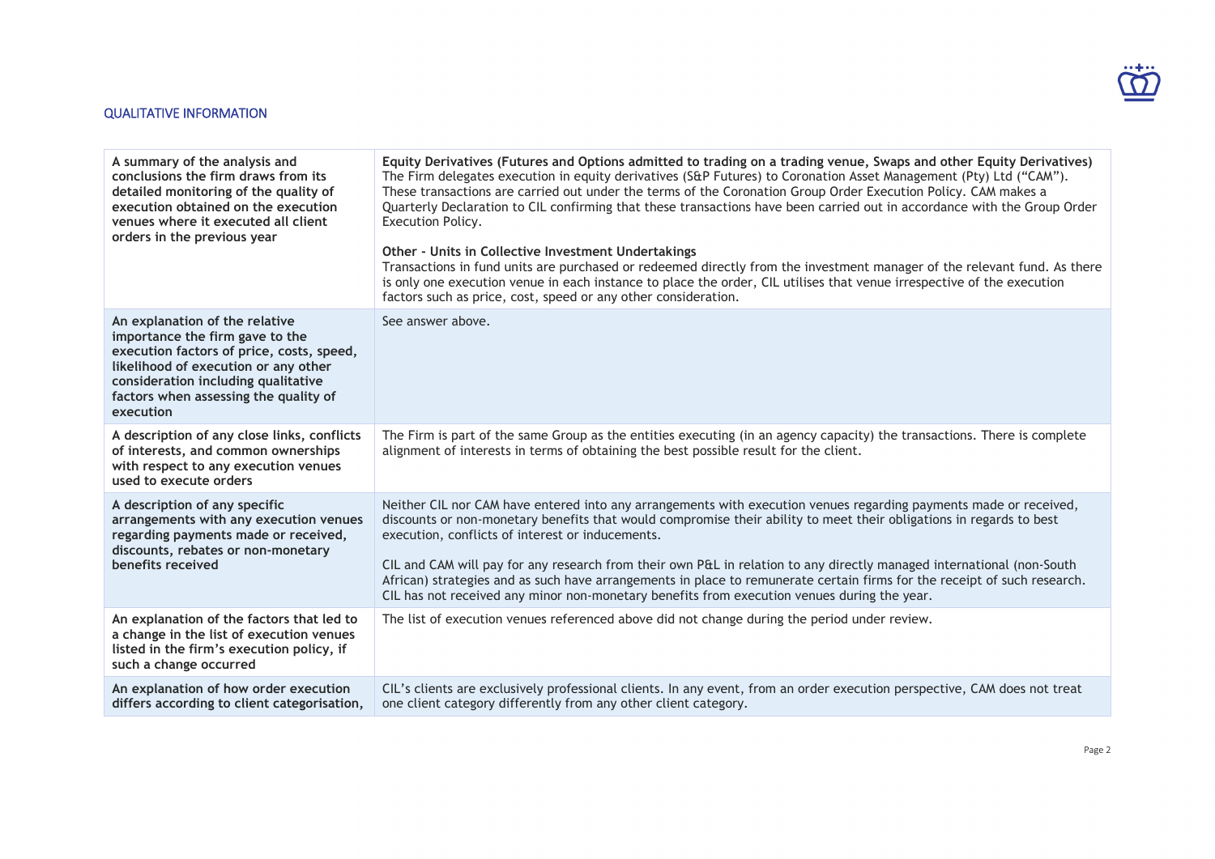## QUALITATIVE INFORMATION

| | |
|---|---|
| **A summary of the analysis and conclusions the firm draws from its detailed monitoring of the quality of execution obtained on the execution venues where it executed all client orders in the previous year** | **Equity Derivatives (Futures and Options admitted to trading on a trading venue, Swaps and other Equity Derivatives)**<br>The Firm delegates execution in equity derivatives (S&P Futures) to Coronation Asset Management (Pty) Ltd ("CAM"). These transactions are carried out under the terms of the Coronation Group Order Execution Policy. CAM makes a Quarterly Declaration to CIL confirming that these transactions have been carried out in accordance with the Group Order Execution Policy.<br><br>**Other - Units in Collective Investment Undertakings**<br>Transactions in fund units are purchased or redeemed directly from the investment manager of the relevant fund. As there is only one execution venue in each instance to place the order, CIL utilises that venue irrespective of the execution factors such as price, cost, speed or any other consideration. |
| **An explanation of the relative importance the firm gave to the execution factors of price, costs, speed, likelihood of execution or any other consideration including qualitative factors when assessing the quality of execution** | See answer above. |
| **A description of any close links, conflicts of interests, and common ownerships with respect to any execution venues used to execute orders** | The Firm is part of the same Group as the entities executing (in an agency capacity) the transactions. There is complete alignment of interests in terms of obtaining the best possible result for the client. |
| **A description of any specific arrangements with any execution venues regarding payments made or received, discounts, rebates or non-monetary benefits received** | Neither CIL nor CAM have entered into any arrangements with execution venues regarding payments made or received, discounts or non-monetary benefits that would compromise their ability to meet their obligations in regards to best execution, conflicts of interest or inducements.<br><br>CIL and CAM will pay for any research from their own P&L in relation to any directly managed international (non-South African) strategies and as such have arrangements in place to remunerate certain firms for the receipt of such research. CIL has not received any minor non-monetary benefits from execution venues during the year. |
| **An explanation of the factors that led to a change in the list of execution venues listed in the firm's execution policy, if such a change occurred** | The list of execution venues referenced above did not change during the period under review. |
| **An explanation of how order execution differs according to client categorisation,** | CIL's clients are exclusively professional clients. In any event, from an order execution perspective, CAM does not treat one client category differently from any other client category. |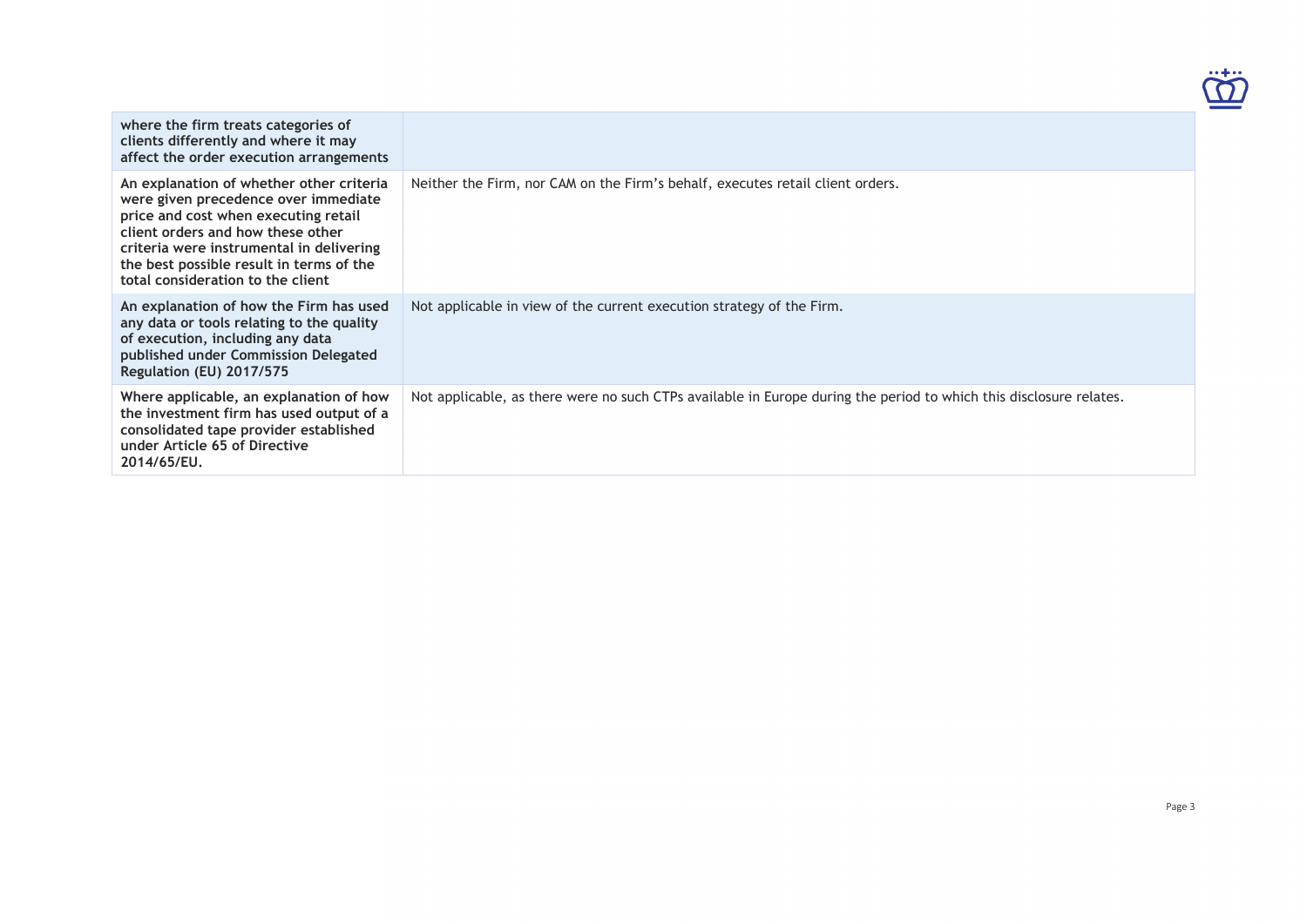| | |
|---|---|
| **where the firm treats categories of clients differently and where it may affect the order execution arrangements** | |
| **An explanation of whether other criteria were given precedence over immediate price and cost when executing retail client orders and how these other criteria were instrumental in delivering the best possible result in terms of the total consideration to the client** | Neither the Firm, nor CAM on the Firm's behalf, executes retail client orders. |
| **An explanation of how the Firm has used any data or tools relating to the quality of execution, including any data published under Commission Delegated Regulation (EU) 2017/575** | Not applicable in view of the current execution strategy of the Firm. |
| **Where applicable, an explanation of how the investment firm has used output of a consolidated tape provider established under Article 65 of Directive 2014/65/EU.** | Not applicable, as there were no such CTPs available in Europe during the period to which this disclosure relates. |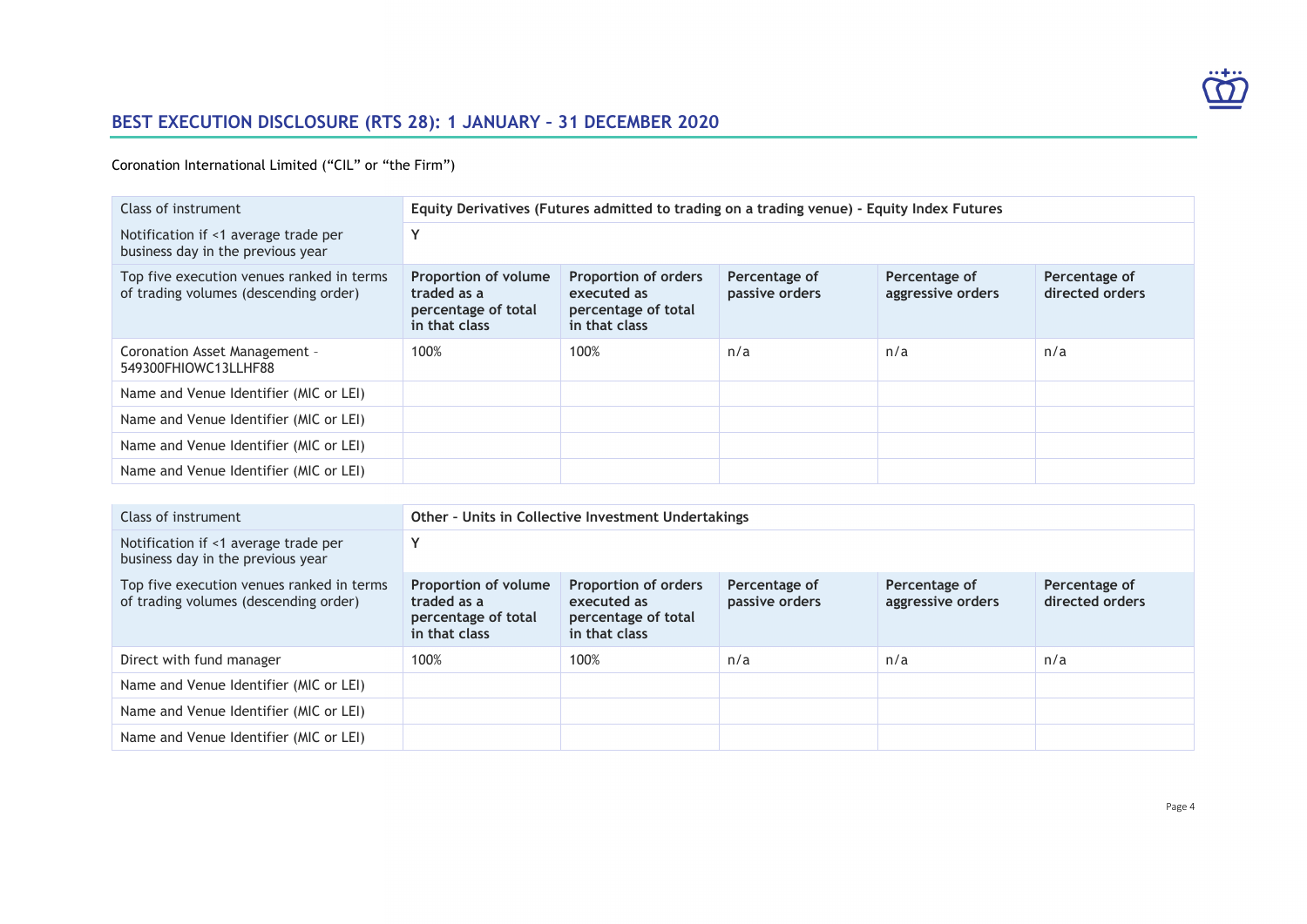## BEST EXECUTION DISCLOSURE (RTS 28): 1 JANUARY – 31 DECEMBER 2020

Coronation International Limited (“CIL” or “the Firm”)

| Class of instrument | Equity Derivatives (Futures admitted to trading on a trading venue) - Equity Index Futures | | | | |
|---|---|---|---|---|---|
| Notification if <1 average trade per business day in the previous year | Y | | | | |
| Top five execution venues ranked in terms of trading volumes (descending order) | **Proportion of volume traded as a percentage of total in that class** | **Proportion of orders executed as percentage of total in that class** | **Percentage of passive orders** | **Percentage of aggressive orders** | **Percentage of directed orders** |
| Coronation Asset Management - 549300FHIOWC13LLHF88 | 100% | 100% | n/a | n/a | n/a |
| Name and Venue Identifier (MIC or LEI) | | | | | |
| Name and Venue Identifier (MIC or LEI) | | | | | |
| Name and Venue Identifier (MIC or LEI) | | | | | |
| Name and Venue Identifier (MIC or LEI) | | | | | |

| Class of instrument | Other - Units in Collective Investment Undertakings | | | | |
|---|---|---|---|---|---|
| Notification if <1 average trade per business day in the previous year | Y | | | | |
| Top five execution venues ranked in terms of trading volumes (descending order) | **Proportion of volume traded as a percentage of total in that class** | **Proportion of orders executed as percentage of total in that class** | **Percentage of passive orders** | **Percentage of aggressive orders** | **Percentage of directed orders** |
| Direct with fund manager | 100% | 100% | n/a | n/a | n/a |
| Name and Venue Identifier (MIC or LEI) | | | | | |
| Name and Venue Identifier (MIC or LEI) | | | | | |
| Name and Venue Identifier (MIC or LEI) | | | | | |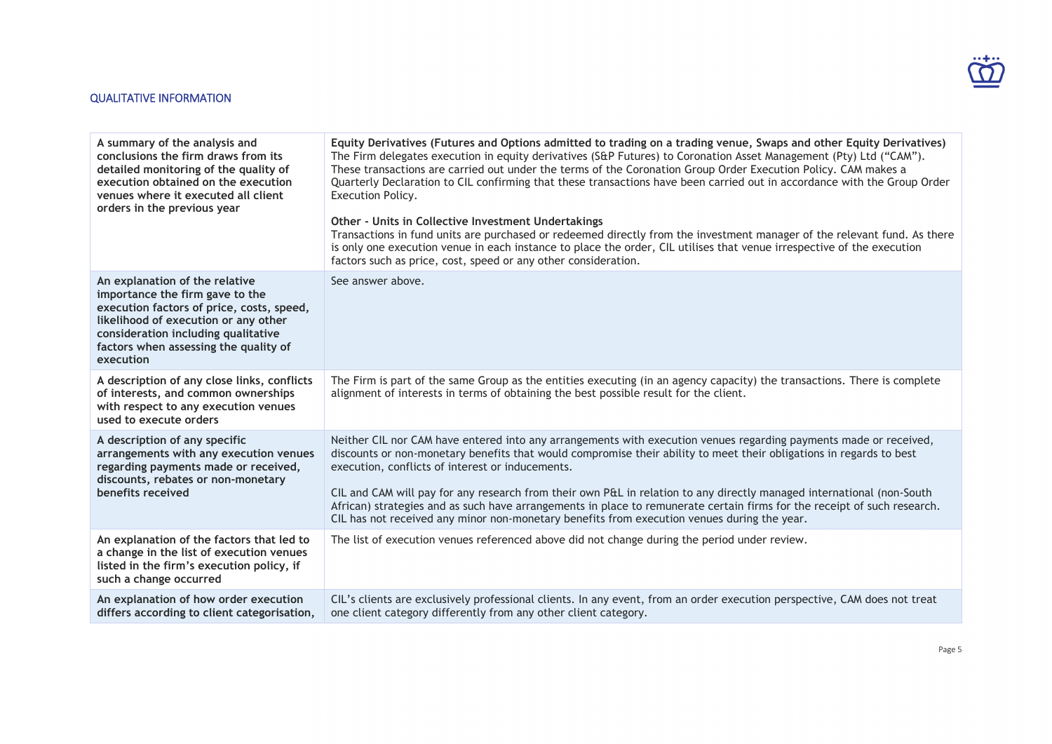## QUALITATIVE INFORMATION

| | |
|---|---|
| **A summary of the analysis and conclusions the firm draws from its detailed monitoring of the quality of execution obtained on the execution venues where it executed all client orders in the previous year** | **Equity Derivatives (Futures and Options admitted to trading on a trading venue, Swaps and other Equity Derivatives)**<br>The Firm delegates execution in equity derivatives (S&P Futures) to Coronation Asset Management (Pty) Ltd ("CAM"). These transactions are carried out under the terms of the Coronation Group Order Execution Policy. CAM makes a Quarterly Declaration to CIL confirming that these transactions have been carried out in accordance with the Group Order Execution Policy.<br><br>**Other - Units in Collective Investment Undertakings**<br>Transactions in fund units are purchased or redeemed directly from the investment manager of the relevant fund. As there is only one execution venue in each instance to place the order, CIL utilises that venue irrespective of the execution factors such as price, cost, speed or any other consideration. |
| **An explanation of the relative importance the firm gave to the execution factors of price, costs, speed, likelihood of execution or any other consideration including qualitative factors when assessing the quality of execution** | See answer above. |
| **A description of any close links, conflicts of interests, and common ownerships with respect to any execution venues used to execute orders** | The Firm is part of the same Group as the entities executing (in an agency capacity) the transactions. There is complete alignment of interests in terms of obtaining the best possible result for the client. |
| **A description of any specific arrangements with any execution venues regarding payments made or received, discounts, rebates or non-monetary benefits received** | Neither CIL nor CAM have entered into any arrangements with execution venues regarding payments made or received, discounts or non-monetary benefits that would compromise their ability to meet their obligations in regards to best execution, conflicts of interest or inducements.<br><br>CIL and CAM will pay for any research from their own P&L in relation to any directly managed international (non-South African) strategies and as such have arrangements in place to remunerate certain firms for the receipt of such research. CIL has not received any minor non-monetary benefits from execution venues during the year. |
| **An explanation of the factors that led to a change in the list of execution venues listed in the firm's execution policy, if such a change occurred** | The list of execution venues referenced above did not change during the period under review. |
| **An explanation of how order execution differs according to client categorisation,** | CIL's clients are exclusively professional clients. In any event, from an order execution perspective, CAM does not treat one client category differently from any other client category. |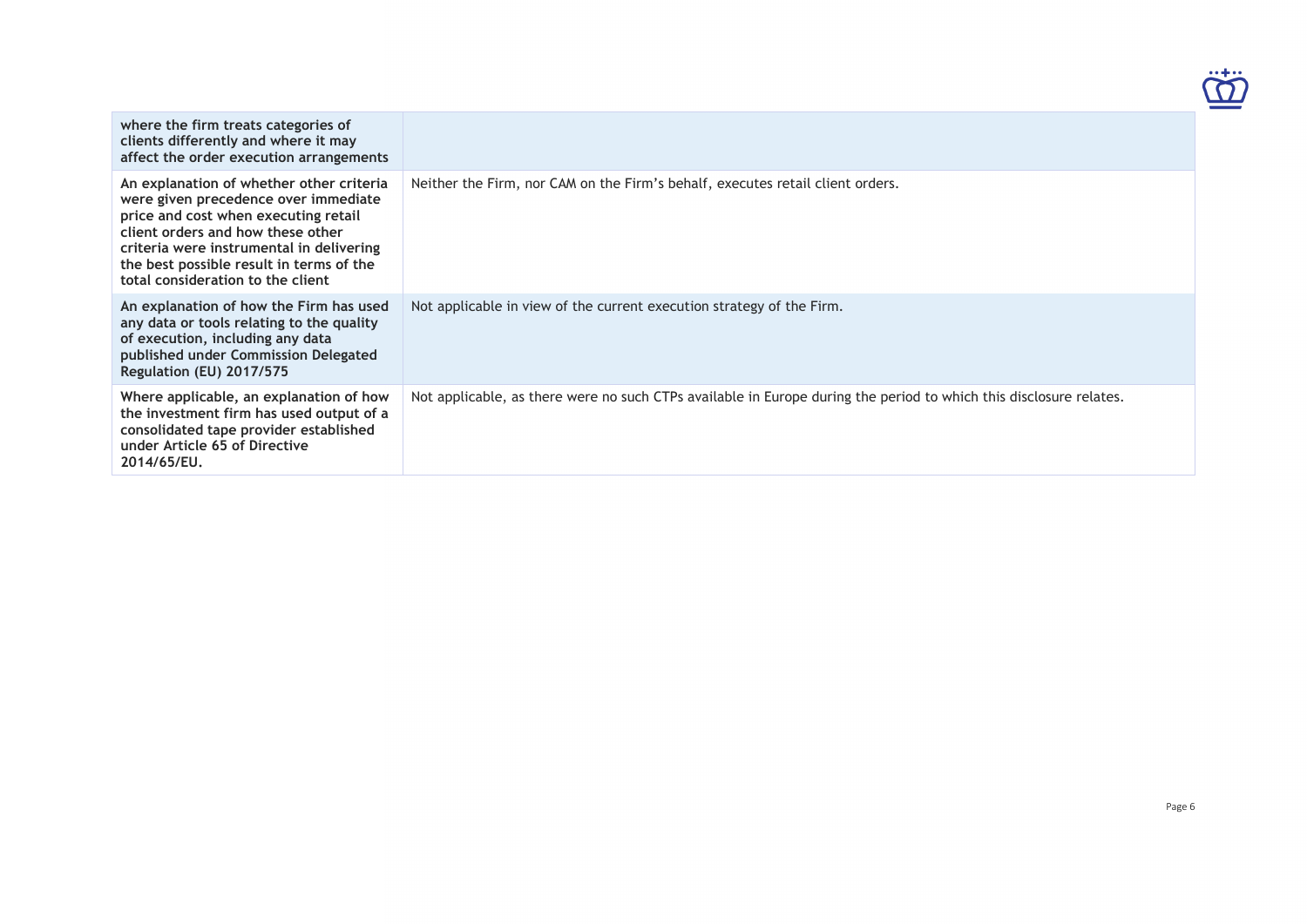| | |
|---|---|
| **where the firm treats categories of clients differently and where it may affect the order execution arrangements** | |
| **An explanation of whether other criteria were given precedence over immediate price and cost when executing retail client orders and how these other criteria were instrumental in delivering the best possible result in terms of the total consideration to the client** | Neither the Firm, nor CAM on the Firm's behalf, executes retail client orders. |
| **An explanation of how the Firm has used any data or tools relating to the quality of execution, including any data published under Commission Delegated Regulation (EU) 2017/575** | Not applicable in view of the current execution strategy of the Firm. |
| **Where applicable, an explanation of how the investment firm has used output of a consolidated tape provider established under Article 65 of Directive 2014/65/EU.** | Not applicable, as there were no such CTPs available in Europe during the period to which this disclosure relates. |